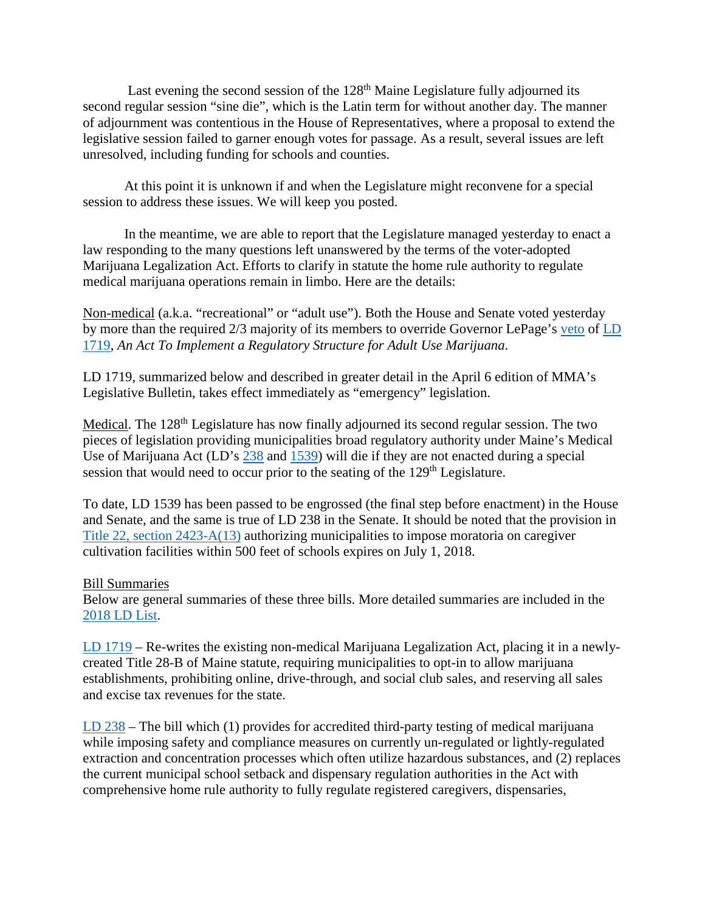Last evening the second session of the 128th Maine Legislature fully adjourned its second regular session "sine die", which is the Latin term for without another day. The manner of adjournment was contentious in the House of Representatives, where a proposal to extend the legislative session failed to garner enough votes for passage. As a result, several issues are left unresolved, including funding for schools and counties.

At this point it is unknown if and when the Legislature might reconvene for a special session to address these issues. We will keep you posted.

In the meantime, we are able to report that the Legislature managed yesterday to enact a law responding to the many questions left unanswered by the terms of the voter-adopted Marijuana Legalization Act. Efforts to clarify in statute the home rule authority to regulate medical marijuana operations remain in limbo. Here are the details:

Non-medical (a.k.a. "recreational" or "adult use"). Both the House and Senate voted yesterday by more than the required 2/3 majority of its members to override Governor LePage's veto of LD 1719, *An Act To Implement a Regulatory Structure for Adult Use Marijuana*.

LD 1719, summarized below and described in greater detail in the April 6 edition of MMA's Legislative Bulletin, takes effect immediately as "emergency" legislation.

Medical. The 128th Legislature has now finally adjourned its second regular session. The two pieces of legislation providing municipalities broad regulatory authority under Maine's Medical Use of Marijuana Act (LD's 238 and 1539) will die if they are not enacted during a special session that would need to occur prior to the seating of the 129th Legislature.

To date, LD 1539 has been passed to be engrossed (the final step before enactment) in the House and Senate, and the same is true of LD 238 in the Senate. It should be noted that the provision in Title 22, section 2423-A(13) authorizing municipalities to impose moratoria on caregiver cultivation facilities within 500 feet of schools expires on July 1, 2018.

Bill Summaries

Below are general summaries of these three bills. More detailed summaries are included in the 2018 LD List.

LD 1719 – Re-writes the existing non-medical Marijuana Legalization Act, placing it in a newly-created Title 28-B of Maine statute, requiring municipalities to opt-in to allow marijuana establishments, prohibiting online, drive-through, and social club sales, and reserving all sales and excise tax revenues for the state.

LD 238 – The bill which (1) provides for accredited third-party testing of medical marijuana while imposing safety and compliance measures on currently un-regulated or lightly-regulated extraction and concentration processes which often utilize hazardous substances, and (2) replaces the current municipal school setback and dispensary regulation authorities in the Act with comprehensive home rule authority to fully regulate registered caregivers, dispensaries,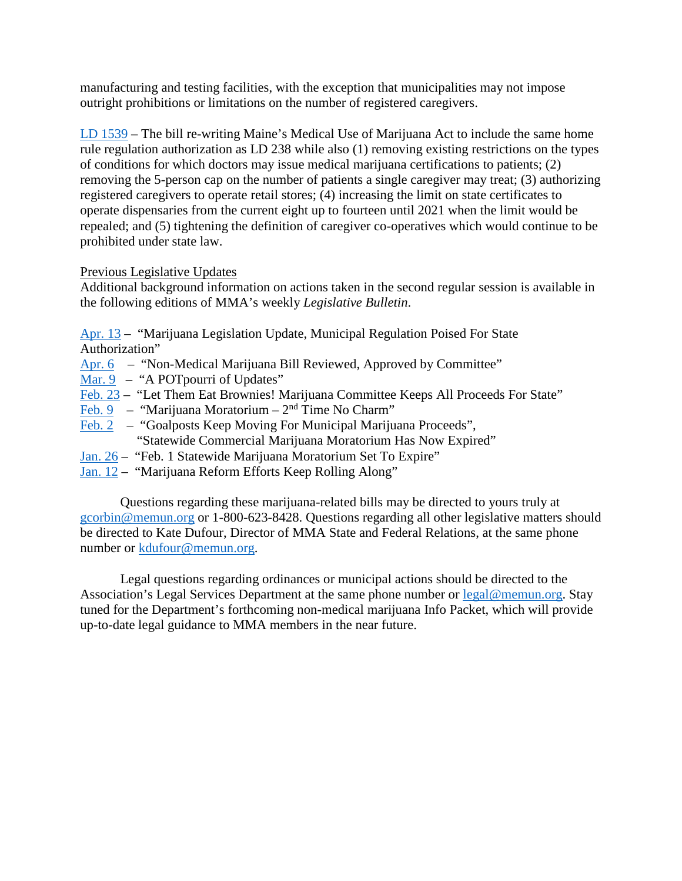manufacturing and testing facilities, with the exception that municipalities may not impose outright prohibitions or limitations on the number of registered caregivers.

LD 1539 – The bill re-writing Maine's Medical Use of Marijuana Act to include the same home rule regulation authorization as LD 238 while also (1) removing existing restrictions on the types of conditions for which doctors may issue medical marijuana certifications to patients; (2) removing the 5-person cap on the number of patients a single caregiver may treat; (3) authorizing registered caregivers to operate retail stores; (4) increasing the limit on state certificates to operate dispensaries from the current eight up to fourteen until 2021 when the limit would be repealed; and (5) tightening the definition of caregiver co-operatives which would continue to be prohibited under state law.

Previous Legislative Updates

Additional background information on actions taken in the second regular session is available in the following editions of MMA's weekly *Legislative Bulletin*.

Apr. 13 – "Marijuana Legislation Update, Municipal Regulation Poised For State Authorization"
Apr. 6 – "Non-Medical Marijuana Bill Reviewed, Approved by Committee"
Mar. 9 – "A POTpourri of Updates"
Feb. 23 – "Let Them Eat Brownies! Marijuana Committee Keeps All Proceeds For State"
Feb. 9 – "Marijuana Moratorium – 2nd Time No Charm"
Feb. 2 – "Goalposts Keep Moving For Municipal Marijuana Proceeds", "Statewide Commercial Marijuana Moratorium Has Now Expired"
Jan. 26 – "Feb. 1 Statewide Marijuana Moratorium Set To Expire"
Jan. 12 – "Marijuana Reform Efforts Keep Rolling Along"

Questions regarding these marijuana-related bills may be directed to yours truly at gcorbin@memun.org or 1-800-623-8428. Questions regarding all other legislative matters should be directed to Kate Dufour, Director of MMA State and Federal Relations, at the same phone number or kdufour@memun.org.

Legal questions regarding ordinances or municipal actions should be directed to the Association's Legal Services Department at the same phone number or legal@memun.org. Stay tuned for the Department's forthcoming non-medical marijuana Info Packet, which will provide up-to-date legal guidance to MMA members in the near future.